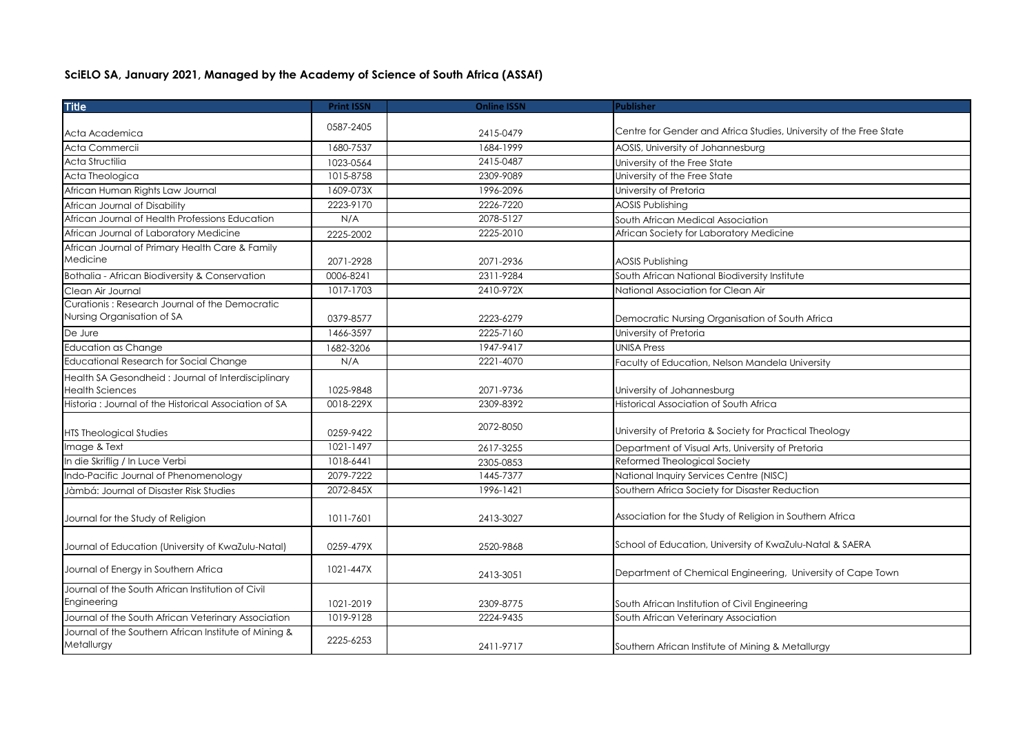**SciELO SA, January 2021, Managed by the Academy of Science of South Africa (ASSAf)**

| Title | Print ISSN | Online ISSN | Publisher |
|---|---|---|---|
| Acta Academica | 0587-2405 | 2415-0479 | Centre for Gender and Africa Studies, University of the Free State |
| Acta Commercii | 1680-7537 | 1684-1999 | AOSIS, University of Johannesburg |
| Acta Structilia | 1023-0564 | 2415-0487 | University of the Free State |
| Acta Theologica | 1015-8758 | 2309-9089 | University of the Free State |
| African Human Rights Law Journal | 1609-073X | 1996-2096 | University of Pretoria |
| African Journal of Disability | 2223-9170 | 2226-7220 | AOSIS Publishing |
| African Journal of Health Professions Education | N/A | 2078-5127 | South African Medical Association |
| African Journal of Laboratory Medicine | 2225-2002 | 2225-2010 | African Society for Laboratory Medicine |
| African Journal of Primary Health Care & Family Medicine | 2071-2928 | 2071-2936 | AOSIS Publishing |
| Bothalia - African Biodiversity & Conservation | 0006-8241 | 2311-9284 | South African National Biodiversity Institute |
| Clean Air Journal | 1017-1703 | 2410-972X | National Association for Clean Air |
| Curationis : Research Journal of the Democratic Nursing Organisation of SA | 0379-8577 | 2223-6279 | Democratic Nursing Organisation of South Africa |
| De Jure | 1466-3597 | 2225-7160 | University of Pretoria |
| Education as Change | 1682-3206 | 1947-9417 | UNISA Press |
| Educational Research for Social Change | N/A | 2221-4070 | Faculty of Education, Nelson Mandela University |
| Health SA Gesondheid : Journal of Interdisciplinary Health Sciences | 1025-9848 | 2071-9736 | University of Johannesburg |
| Historia : Journal of the Historical Association of SA | 0018-229X | 2309-8392 | Historical Association of South Africa |
| HTS Theological Studies | 0259-9422 | 2072-8050 | University of Pretoria & Society for Practical Theology |
| Image & Text | 1021-1497 | 2617-3255 | Department of Visual Arts, University of Pretoria |
| In die Skriflig / In Luce Verbi | 1018-6441 | 2305-0853 | Reformed Theological Society |
| Indo-Pacific Journal of Phenomenology | 2079-7222 | 1445-7377 | National Inquiry Services Centre (NISC) |
| Jàmbá: Journal of Disaster Risk Studies | 2072-845X | 1996-1421 | Southern Africa Society for Disaster Reduction |
| Journal for the Study of Religion | 1011-7601 | 2413-3027 | Association for the Study of Religion in Southern Africa |
| Journal of Education (University of KwaZulu-Natal) | 0259-479X | 2520-9868 | School of Education, University of KwaZulu-Natal & SAERA |
| Journal of Energy in Southern Africa | 1021-447X | 2413-3051 | Department of Chemical Engineering, University of Cape Town |
| Journal of the South African Institution of Civil Engineering | 1021-2019 | 2309-8775 | South African Institution of Civil Engineering |
| Journal of the South African Veterinary Association | 1019-9128 | 2224-9435 | South African Veterinary Association |
| Journal of the Southern African Institute of Mining & Metallurgy | 2225-6253 | 2411-9717 | Southern African Institute of Mining & Metallurgy |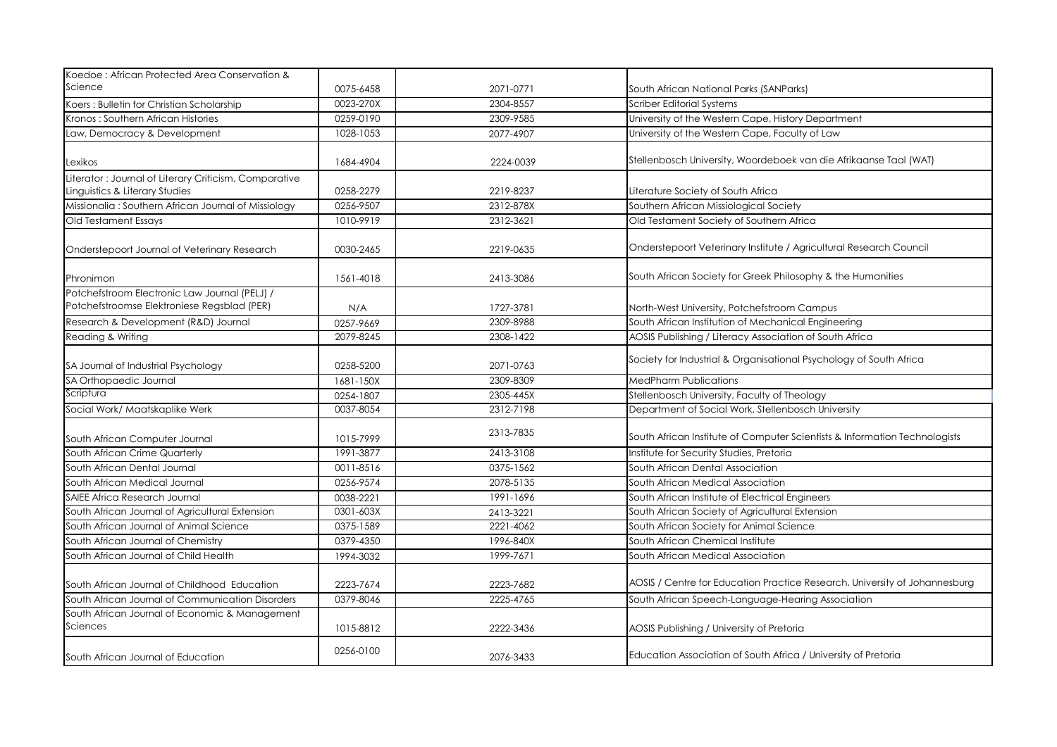| | | | |
|---|---|---|---|
| Koedoe : African Protected Area Conservation & Science | 0075-6458 | 2071-0771 | South African National Parks (SANParks) |
| Koers : Bulletin for Christian Scholarship | 0023-270X | 2304-8557 | Scriber Editorial Systems |
| Kronos : Southern African Histories | 0259-0190 | 2309-9585 | University of the Western Cape, History Department |
| Law, Democracy & Development | 1028-1053 | 2077-4907 | University of the Western Cape, Faculty of Law |
| Lexikos | 1684-4904 | 2224-0039 | Stellenbosch University, Woordeboek van die Afrikaanse Taal (WAT) |
| Literator : Journal of Literary Criticism, Comparative Linguistics & Literary Studies | 0258-2279 | 2219-8237 | Literature Society of South Africa |
| Missionalia : Southern African Journal of Missiology | 0256-9507 | 2312-878X | Southern African Missiological Society |
| Old Testament Essays | 1010-9919 | 2312-3621 | Old Testament Society of Southern Africa |
| Onderstepoort Journal of Veterinary Research | 0030-2465 | 2219-0635 | Onderstepoort Veterinary Institute / Agricultural Research Council |
| Phronimon | 1561-4018 | 2413-3086 | South African Society for Greek Philosophy & the Humanities |
| Potchefstroom Electronic Law Journal (PELJ) / Potchefstroomse Elektroniese Regsblad (PER) | N/A | 1727-3781 | North-West University, Potchefstroom Campus |
| Research & Development (R&D) Journal | 0257-9669 | 2309-8988 | South African Institution of Mechanical Engineering |
| Reading & Writing | 2079-8245 | 2308-1422 | AOSIS Publishing / Literacy Association of South Africa |
| SA Journal of Industrial Psychology | 0258-5200 | 2071-0763 | Society for Industrial & Organisational Psychology of South Africa |
| SA Orthopaedic Journal | 1681-150X | 2309-8309 | MedPharm Publications |
| Scriptura | 0254-1807 | 2305-445X | Stellenbosch University, Faculty of Theology |
| Social Work/ Maatskaplike Werk | 0037-8054 | 2312-7198 | Department of Social Work, Stellenbosch University |
| South African Computer Journal | 1015-7999 | 2313-7835 | South African Institute of Computer Scientists & Information Technologists |
| South African Crime Quarterly | 1991-3877 | 2413-3108 | Institute for Security Studies, Pretoria |
| South African Dental Journal | 0011-8516 | 0375-1562 | South African Dental Association |
| South African Medical Journal | 0256-9574 | 2078-5135 | South African Medical Association |
| SAIEE Africa Research Journal | 0038-2221 | 1991-1696 | South African Institute of Electrical Engineers |
| South African Journal of Agricultural Extension | 0301-603X | 2413-3221 | South African Society of Agricultural Extension |
| South African Journal of Animal Science | 0375-1589 | 2221-4062 | South African Society for Animal Science |
| South African Journal of Chemistry | 0379-4350 | 1996-840X | South African Chemical Institute |
| South African Journal of Child Health | 1994-3032 | 1999-7671 | South African Medical Association |
| South African Journal of Childhood Education | 2223-7674 | 2223-7682 | AOSIS / Centre for Education Practice Research, University of Johannesburg |
| South African Journal of Communication Disorders | 0379-8046 | 2225-4765 | South African Speech-Language-Hearing Association |
| South African Journal of Economic & Management Sciences | 1015-8812 | 2222-3436 | AOSIS Publishing / University of Pretoria |
| South African Journal of Education | 0256-0100 | 2076-3433 | Education Association of South Africa / University of Pretoria |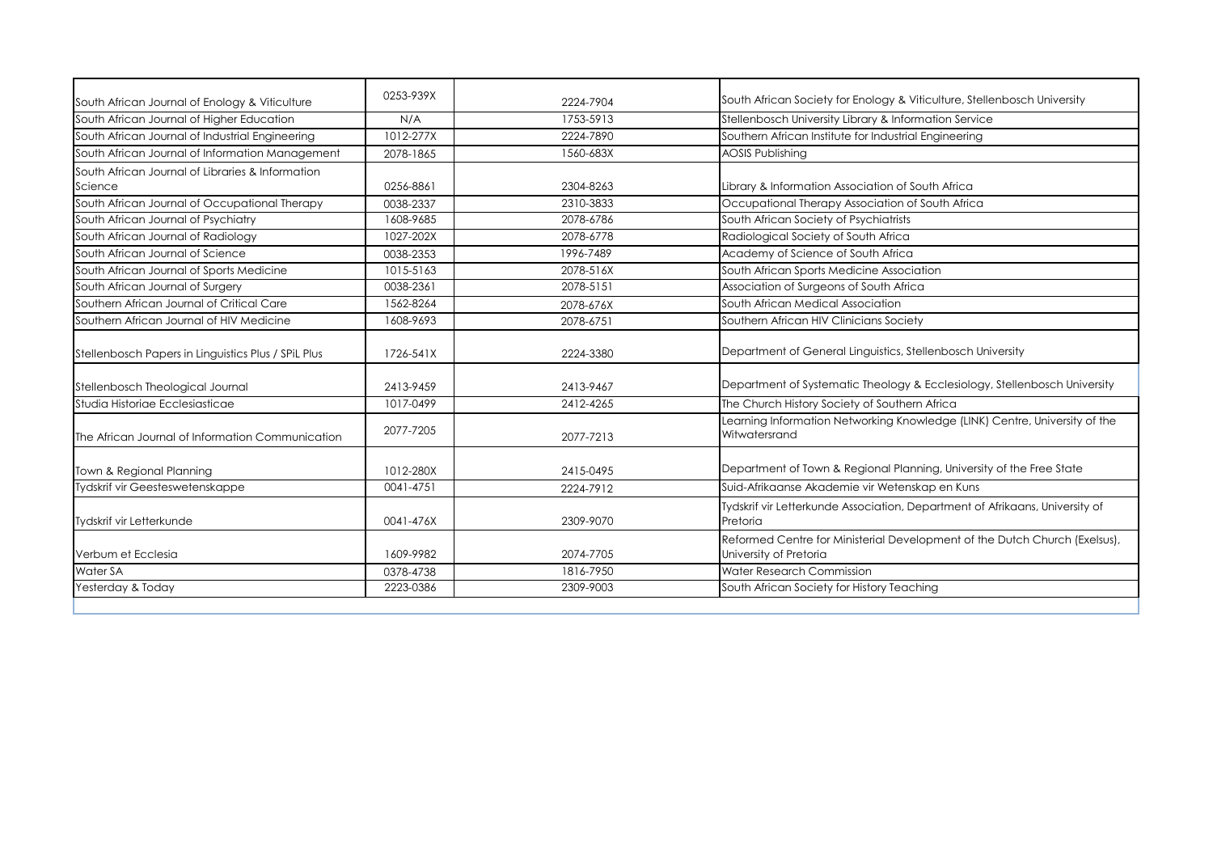| | | | |
|---|---|---|---|
| South African Journal of Enology & Viticulture | 0253-939X | 2224-7904 | South African Society for Enology & Viticulture, Stellenbosch University |
| South African Journal of Higher Education | N/A | 1753-5913 | Stellenbosch University Library & Information Service |
| South African Journal of Industrial Engineering | 1012-277X | 2224-7890 | Southern African Institute for Industrial Engineering |
| South African Journal of Information Management | 2078-1865 | 1560-683X | AOSIS Publishing |
| South African Journal of Libraries & Information Science | 0256-8861 | 2304-8263 | Library & Information Association of South Africa |
| South African Journal of Occupational Therapy | 0038-2337 | 2310-3833 | Occupational Therapy Association of South Africa |
| South African Journal of Psychiatry | 1608-9685 | 2078-6786 | South African Society of Psychiatrists |
| South African Journal of Radiology | 1027-202X | 2078-6778 | Radiological Society of South Africa |
| South African Journal of Science | 0038-2353 | 1996-7489 | Academy of Science of South Africa |
| South African Journal of Sports Medicine | 1015-5163 | 2078-516X | South African Sports Medicine Association |
| South African Journal of Surgery | 0038-2361 | 2078-5151 | Association of Surgeons of South Africa |
| Southern African Journal of Critical Care | 1562-8264 | 2078-676X | South African Medical Association |
| Southern African Journal of HIV Medicine | 1608-9693 | 2078-6751 | Southern African HIV Clinicians Society |
| Stellenbosch Papers in Linguistics Plus / SPiL Plus | 1726-541X | 2224-3380 | Department of General Linguistics, Stellenbosch University |
| Stellenbosch Theological Journal | 2413-9459 | 2413-9467 | Department of Systematic Theology & Ecclesiology, Stellenbosch University |
| Studia Historiae Ecclesiasticae | 1017-0499 | 2412-4265 | The Church History Society of Southern Africa |
| The African Journal of Information Communication | 2077-7205 | 2077-7213 | Learning Information Networking Knowledge (LINK) Centre, University of the Witwatersrand |
| Town & Regional Planning | 1012-280X | 2415-0495 | Department of Town & Regional Planning, University of the Free State |
| Tydskrif vir Geesteswetenskappe | 0041-4751 | 2224-7912 | Suid-Afrikaanse Akademie vir Wetenskap en Kuns |
| Tydskrif vir Letterkunde | 0041-476X | 2309-9070 | Tydskrif vir Letterkunde Association, Department of Afrikaans, University of Pretoria |
| Verbum et Ecclesia | 1609-9982 | 2074-7705 | Reformed Centre for Ministerial Development of the Dutch Church (Exelsus), University of Pretoria |
| Water SA | 0378-4738 | 1816-7950 | Water Research Commission |
| Yesterday & Today | 2223-0386 | 2309-9003 | South African Society for History Teaching |